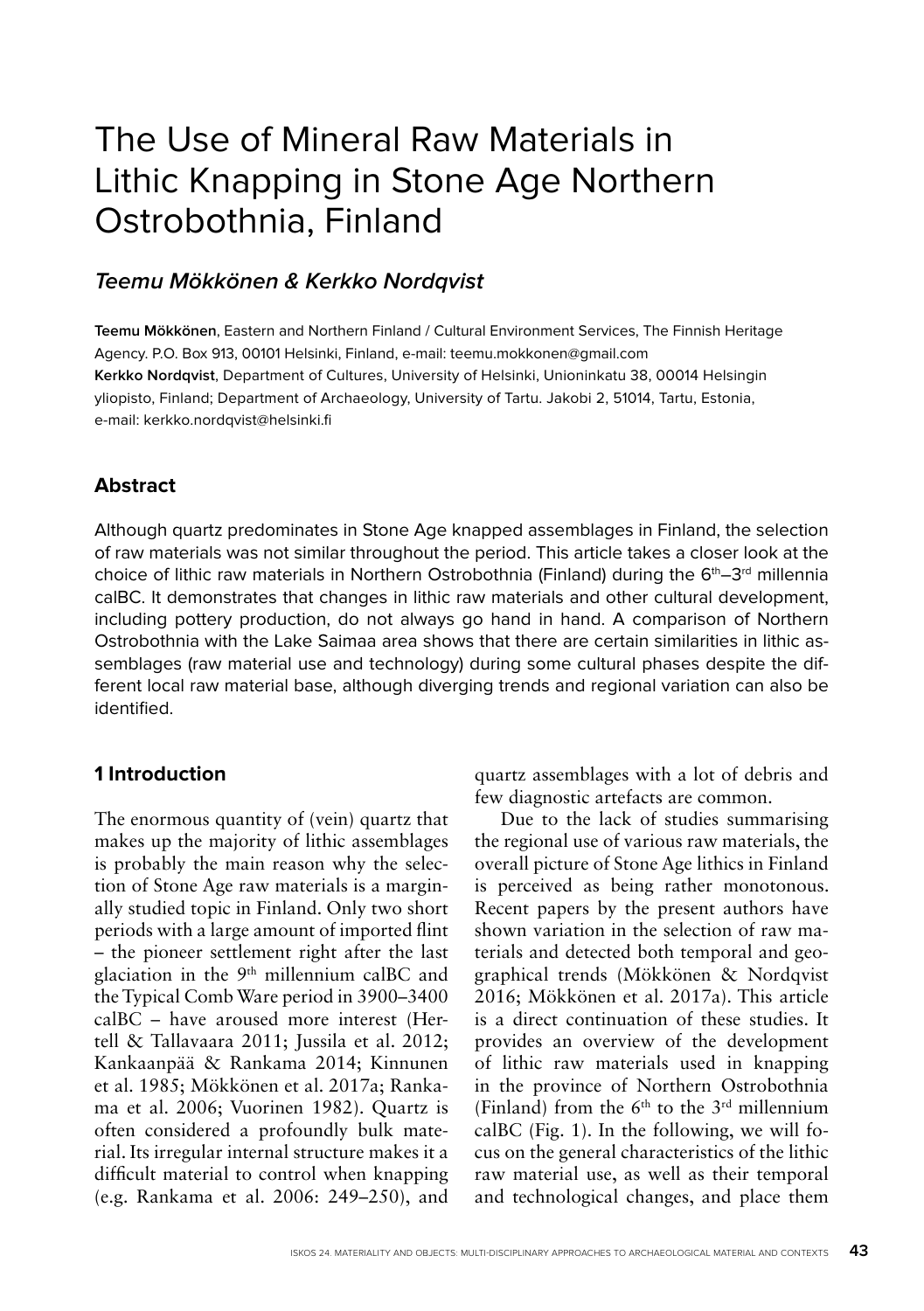# The Use of Mineral Raw Materials in Lithic Knapping in Stone Age Northern Ostrobothnia, Finland

## *Teemu Mökkönen & Kerkko Nordqvist*

**Teemu Mökkönen**, Eastern and Northern Finland / Cultural Environment Services, The Finnish Heritage Agency. P.O. Box 913, 00101 Helsinki, Finland, e-mail: teemu.mokkonen@gmail.com
**Kerkko Nordqvist**, Department of Cultures, University of Helsinki, Unioninkatu 38, 00014 Helsingin yliopisto, Finland; Department of Archaeology, University of Tartu. Jakobi 2, 51014, Tartu, Estonia, e-mail: kerkko.nordqvist@helsinki.fi

### Abstract

Although quartz predominates in Stone Age knapped assemblages in Finland, the selection of raw materials was not similar throughout the period. This article takes a closer look at the choice of lithic raw materials in Northern Ostrobothnia (Finland) during the 6th–3rd millennia calBC. It demonstrates that changes in lithic raw materials and other cultural development, including pottery production, do not always go hand in hand. A comparison of Northern Ostrobothnia with the Lake Saimaa area shows that there are certain similarities in lithic assemblages (raw material use and technology) during some cultural phases despite the different local raw material base, although diverging trends and regional variation can also be identified.

### 1 Introduction

The enormous quantity of (vein) quartz that makes up the majority of lithic assemblages is probably the main reason why the selection of Stone Age raw materials is a marginally studied topic in Finland. Only two short periods with a large amount of imported flint – the pioneer settlement right after the last glaciation in the 9th millennium calBC and the Typical Comb Ware period in 3900–3400 calBC – have aroused more interest (Hertell & Tallavaara 2011; Jussila et al. 2012; Kankaanpää & Rankama 2014; Kinnunen et al. 1985; Mökkönen et al. 2017a; Rankama et al. 2006; Vuorinen 1982). Quartz is often considered a profoundly bulk material. Its irregular internal structure makes it a difficult material to control when knapping (e.g. Rankama et al. 2006: 249–250), and quartz assemblages with a lot of debris and few diagnostic artefacts are common.

Due to the lack of studies summarising the regional use of various raw materials, the overall picture of Stone Age lithics in Finland is perceived as being rather monotonous. Recent papers by the present authors have shown variation in the selection of raw materials and detected both temporal and geographical trends (Mökkönen & Nordqvist 2016; Mökkönen et al. 2017a). This article is a direct continuation of these studies. It provides an overview of the development of lithic raw materials used in knapping in the province of Northern Ostrobothnia (Finland) from the 6th to the 3rd millennium calBC (Fig. 1). In the following, we will focus on the general characteristics of the lithic raw material use, as well as their temporal and technological changes, and place them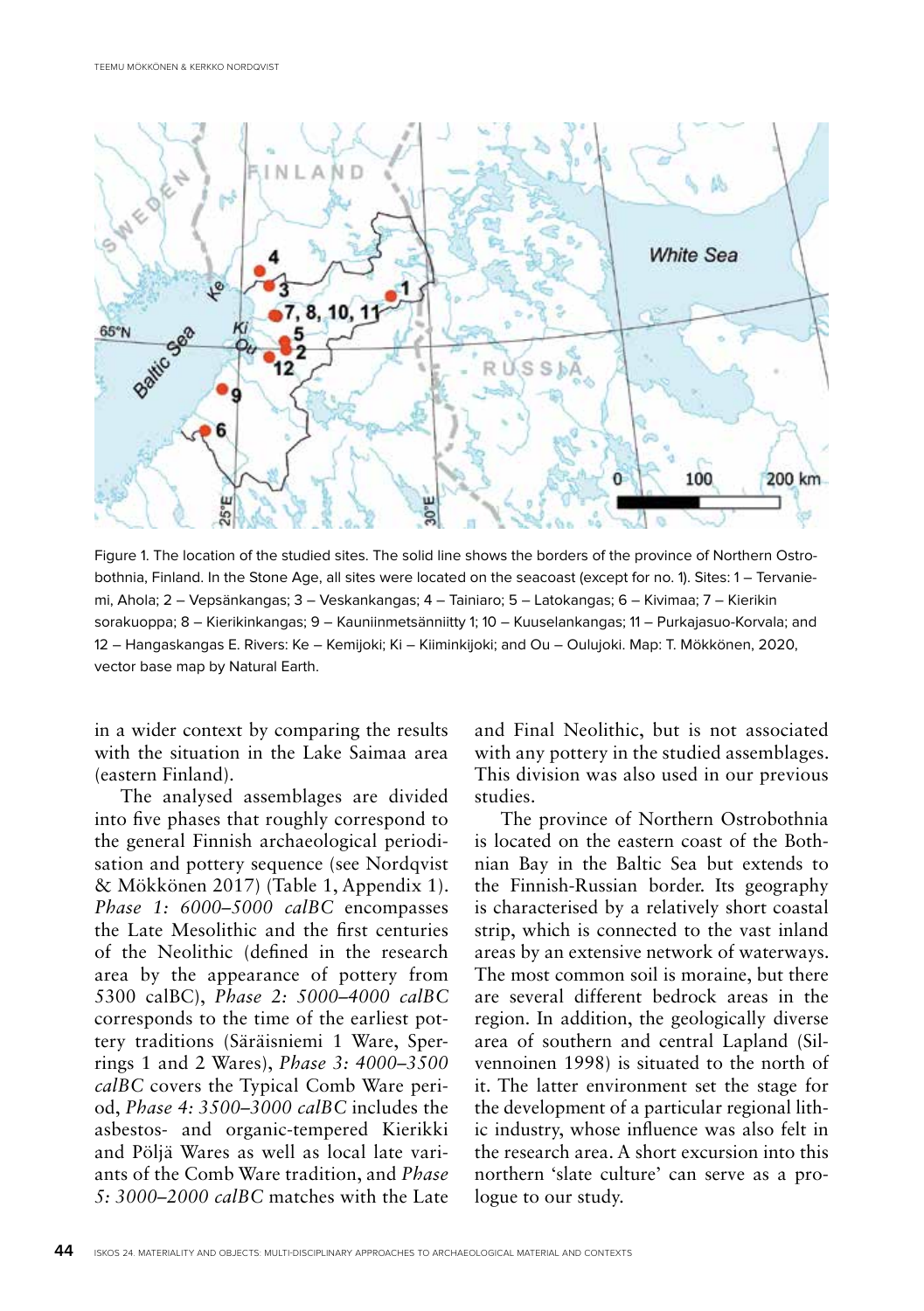Figure 1. The location of the studied sites. The solid line shows the borders of the province of Northern Ostrobothnia, Finland. In the Stone Age, all sites were located on the seacoast (except for no. 1). Sites: 1 – Tervaniemi, Ahola; 2 – Vepsänkangas; 3 – Veskankangas; 4 – Tainiaro; 5 – Latokangas; 6 – Kivimaa; 7 – Kierikin sorakuoppa; 8 – Kierikinkangas; 9 – Kauniinmetsänniitty 1; 10 – Kuuselankangas; 11 – Purkajasuo-Korvala; and 12 – Hangaskangas E. Rivers: Ke – Kemijoki; Ki – Kiiminkijoki; and Ou – Oulujoki. Map: T. Mökkönen, 2020, vector base map by Natural Earth.

in a wider context by comparing the results with the situation in the Lake Saimaa area (eastern Finland).

The analysed assemblages are divided into five phases that roughly correspond to the general Finnish archaeological periodisation and pottery sequence (see Nordqvist & Mökkönen 2017) (Table 1, Appendix 1). *Phase 1: 6000–5000 calBC* encompasses the Late Mesolithic and the first centuries of the Neolithic (defined in the research area by the appearance of pottery from 5300 calBC), *Phase 2: 5000–4000 calBC* corresponds to the time of the earliest pottery traditions (Säräisniemi 1 Ware, Sperrings 1 and 2 Wares), *Phase 3: 4000–3500 calBC* covers the Typical Comb Ware period, *Phase 4: 3500–3000 calBC* includes the asbestos- and organic-tempered Kierikki and Pöljä Wares as well as local late variants of the Comb Ware tradition, and *Phase 5: 3000–2000 calBC* matches with the Late and Final Neolithic, but is not associated with any pottery in the studied assemblages. This division was also used in our previous studies.

The province of Northern Ostrobothnia is located on the eastern coast of the Bothnian Bay in the Baltic Sea but extends to the Finnish-Russian border. Its geography is characterised by a relatively short coastal strip, which is connected to the vast inland areas by an extensive network of waterways. The most common soil is moraine, but there are several different bedrock areas in the region. In addition, the geologically diverse area of southern and central Lapland (Silvennoinen 1998) is situated to the north of it. The latter environment set the stage for the development of a particular regional lithic industry, whose influence was also felt in the research area. A short excursion into this northern 'slate culture' can serve as a prologue to our study.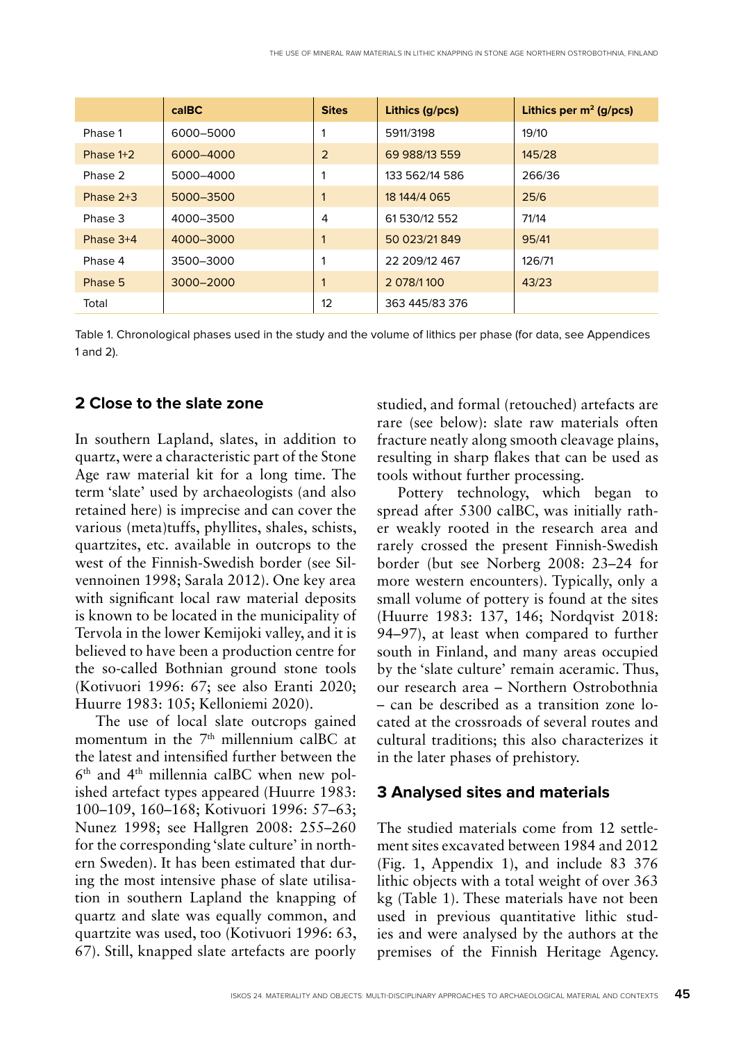| | calBC | Sites | Lithics (g/pcs) | Lithics per m$^2$ (g/pcs) |
|---|---|---|---|---|
| Phase 1 | 6000–5000 | 1 | 5911/3198 | 19/10 |
| Phase 1+2 | 6000–4000 | 2 | 69 988/13 559 | 145/28 |
| Phase 2 | 5000–4000 | 1 | 133 562/14 586 | 266/36 |
| Phase 2+3 | 5000–3500 | 1 | 18 144/4 065 | 25/6 |
| Phase 3 | 4000–3500 | 4 | 61 530/12 552 | 71/14 |
| Phase 3+4 | 4000–3000 | 1 | 50 023/21 849 | 95/41 |
| Phase 4 | 3500–3000 | 1 | 22 209/12 467 | 126/71 |
| Phase 5 | 3000–2000 | 1 | 2 078/1 100 | 43/23 |
| Total | | 12 | 363 445/83 376 | |

Table 1. Chronological phases used in the study and the volume of lithics per phase (for data, see Appendices 1 and 2).

## 2 Close to the slate zone

In southern Lapland, slates, in addition to quartz, were a characteristic part of the Stone Age raw material kit for a long time. The term 'slate' used by archaeologists (and also retained here) is imprecise and can cover the various (meta)tuffs, phyllites, shales, schists, quartzites, etc. available in outcrops to the west of the Finnish-Swedish border (see Silvennoinen 1998; Sarala 2012). One key area with significant local raw material deposits is known to be located in the municipality of Tervola in the lower Kemijoki valley, and it is believed to have been a production centre for the so-called Bothnian ground stone tools (Kotivuori 1996: 67; see also Eranti 2020; Huurre 1983: 105; Kelloniemi 2020).

The use of local slate outcrops gained momentum in the 7th millennium calBC at the latest and intensified further between the 6th and 4th millennia calBC when new polished artefact types appeared (Huurre 1983: 100–109, 160–168; Kotivuori 1996: 57–63; Nunez 1998; see Hallgren 2008: 255–260 for the corresponding 'slate culture' in northern Sweden). It has been estimated that during the most intensive phase of slate utilisation in southern Lapland the knapping of quartz and slate was equally common, and quartzite was used, too (Kotivuori 1996: 63, 67). Still, knapped slate artefacts are poorly studied, and formal (retouched) artefacts are rare (see below): slate raw materials often fracture neatly along smooth cleavage plains, resulting in sharp flakes that can be used as tools without further processing.

Pottery technology, which began to spread after 5300 calBC, was initially rather weakly rooted in the research area and rarely crossed the present Finnish-Swedish border (but see Norberg 2008: 23–24 for more western encounters). Typically, only a small volume of pottery is found at the sites (Huurre 1983: 137, 146; Nordqvist 2018: 94–97), at least when compared to further south in Finland, and many areas occupied by the 'slate culture' remain aceramic. Thus, our research area – Northern Ostrobothnia – can be described as a transition zone located at the crossroads of several routes and cultural traditions; this also characterizes it in the later phases of prehistory.

## 3 Analysed sites and materials

The studied materials come from 12 settlement sites excavated between 1984 and 2012 (Fig. 1, Appendix 1), and include 83 376 lithic objects with a total weight of over 363 kg (Table 1). These materials have not been used in previous quantitative lithic studies and were analysed by the authors at the premises of the Finnish Heritage Agency.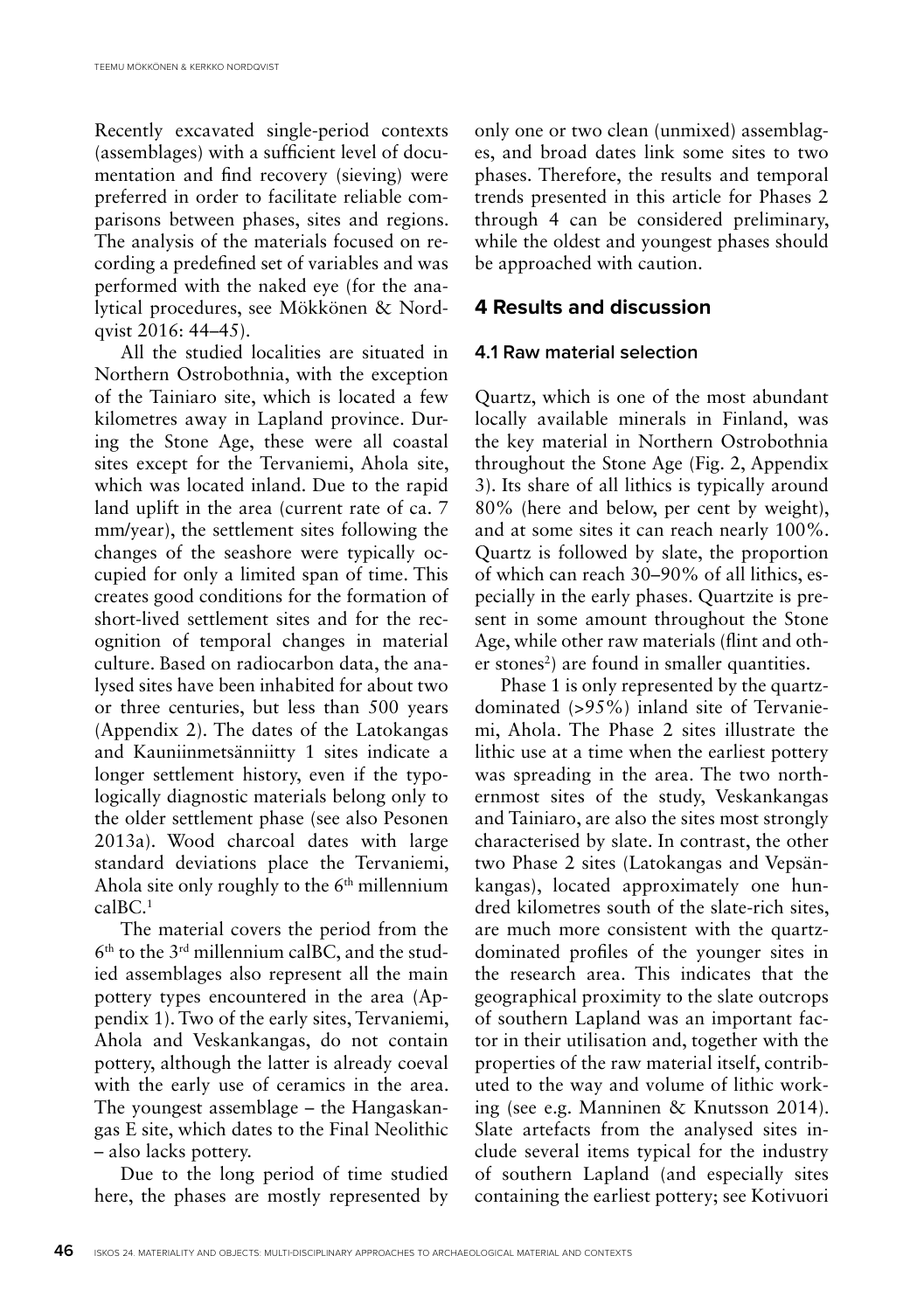Recently excavated single-period contexts (assemblages) with a sufficient level of documentation and find recovery (sieving) were preferred in order to facilitate reliable comparisons between phases, sites and regions. The analysis of the materials focused on recording a predefined set of variables and was performed with the naked eye (for the analytical procedures, see Mökkönen & Nordqvist 2016: 44–45).

All the studied localities are situated in Northern Ostrobothnia, with the exception of the Tainiaro site, which is located a few kilometres away in Lapland province. During the Stone Age, these were all coastal sites except for the Tervaniemi, Ahola site, which was located inland. Due to the rapid land uplift in the area (current rate of ca. 7 mm/year), the settlement sites following the changes of the seashore were typically occupied for only a limited span of time. This creates good conditions for the formation of short-lived settlement sites and for the recognition of temporal changes in material culture. Based on radiocarbon data, the analysed sites have been inhabited for about two or three centuries, but less than 500 years (Appendix 2). The dates of the Latokangas and Kauniinmetsänniitty 1 sites indicate a longer settlement history, even if the typologically diagnostic materials belong only to the older settlement phase (see also Pesonen 2013a). Wood charcoal dates with large standard deviations place the Tervaniemi, Ahola site only roughly to the 6th millennium calBC.[1]

The material covers the period from the 6th to the 3rd millennium calBC, and the studied assemblages also represent all the main pottery types encountered in the area (Appendix 1). Two of the early sites, Tervaniemi, Ahola and Veskankangas, do not contain pottery, although the latter is already coeval with the early use of ceramics in the area. The youngest assemblage – the Hangaskangas E site, which dates to the Final Neolithic – also lacks pottery.

Due to the long period of time studied here, the phases are mostly represented by only one or two clean (unmixed) assemblages, and broad dates link some sites to two phases. Therefore, the results and temporal trends presented in this article for Phases 2 through 4 can be considered preliminary, while the oldest and youngest phases should be approached with caution.

## 4 Results and discussion

### 4.1 Raw material selection

Quartz, which is one of the most abundant locally available minerals in Finland, was the key material in Northern Ostrobothnia throughout the Stone Age (Fig. 2, Appendix 3). Its share of all lithics is typically around 80% (here and below, per cent by weight), and at some sites it can reach nearly 100%. Quartz is followed by slate, the proportion of which can reach 30–90% of all lithics, especially in the early phases. Quartzite is present in some amount throughout the Stone Age, while other raw materials (flint and other stones[2]) are found in smaller quantities.

Phase 1 is only represented by the quartz-dominated (>95%) inland site of Tervaniemi, Ahola. The Phase 2 sites illustrate the lithic use at a time when the earliest pottery was spreading in the area. The two northernmost sites of the study, Veskankangas and Tainiaro, are also the sites most strongly characterised by slate. In contrast, the other two Phase 2 sites (Latokangas and Vepsänkangas), located approximately one hundred kilometres south of the slate-rich sites, are much more consistent with the quartz-dominated profiles of the younger sites in the research area. This indicates that the geographical proximity to the slate outcrops of southern Lapland was an important factor in their utilisation and, together with the properties of the raw material itself, contributed to the way and volume of lithic working (see e.g. Manninen & Knutsson 2014). Slate artefacts from the analysed sites include several items typical for the industry of southern Lapland (and especially sites containing the earliest pottery; see Kotivuori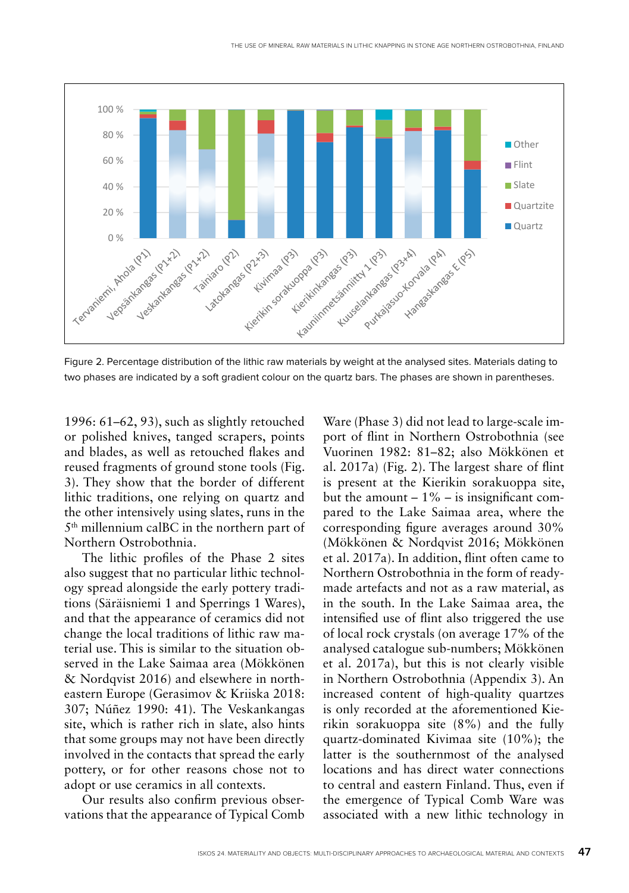Figure 2. Percentage distribution of the lithic raw materials by weight at the analysed sites. Materials dating to two phases are indicated by a soft gradient colour on the quartz bars. The phases are shown in parentheses.

1996: 61–62, 93), such as slightly retouched or polished knives, tanged scrapers, points and blades, as well as retouched flakes and reused fragments of ground stone tools (Fig. 3). They show that the border of different lithic traditions, one relying on quartz and the other intensively using slates, runs in the 5th millennium calBC in the northern part of Northern Ostrobothnia.

The lithic profiles of the Phase 2 sites also suggest that no particular lithic technology spread alongside the early pottery traditions (Säräisniemi 1 and Sperrings 1 Wares), and that the appearance of ceramics did not change the local traditions of lithic raw material use. This is similar to the situation observed in the Lake Saimaa area (Mökkönen & Nordqvist 2016) and elsewhere in northeastern Europe (Gerasimov & Kriiska 2018: 307; Núñez 1990: 41). The Veskankangas site, which is rather rich in slate, also hints that some groups may not have been directly involved in the contacts that spread the early pottery, or for other reasons chose not to adopt or use ceramics in all contexts.

Our results also confirm previous observations that the appearance of Typical Comb Ware (Phase 3) did not lead to large-scale import of flint in Northern Ostrobothnia (see Vuorinen 1982: 81–82; also Mökkönen et al. 2017a) (Fig. 2). The largest share of flint is present at the Kierikin sorakuoppa site, but the amount – 1% – is insignificant compared to the Lake Saimaa area, where the corresponding figure averages around 30% (Mökkönen & Nordqvist 2016; Mökkönen et al. 2017a). In addition, flint often came to Northern Ostrobothnia in the form of ready-made artefacts and not as a raw material, as in the south. In the Lake Saimaa area, the intensified use of flint also triggered the use of local rock crystals (on average 17% of the analysed catalogue sub-numbers; Mökkönen et al. 2017a), but this is not clearly visible in Northern Ostrobothnia (Appendix 3). An increased content of high-quality quartzes is only recorded at the aforementioned Kierikin sorakuoppa site (8%) and the fully quartz-dominated Kivimaa site (10%); the latter is the southernmost of the analysed locations and has direct water connections to central and eastern Finland. Thus, even if the emergence of Typical Comb Ware was associated with a new lithic technology in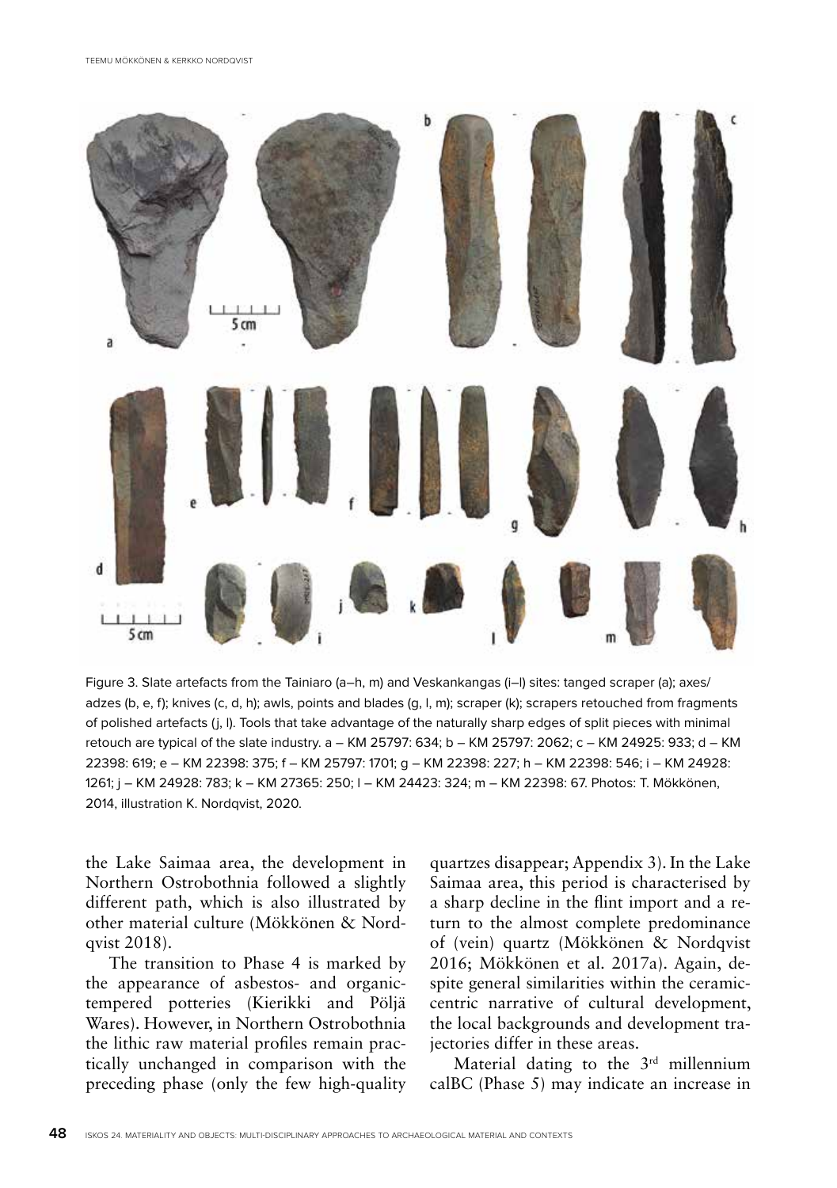Figure 3. Slate artefacts from the Tainiaro (a–h, m) and Veskankangas (i–l) sites: tanged scraper (a); axes/adzes (b, e, f); knives (c, d, h); awls, points and blades (g, l, m); scraper (k); scrapers retouched from fragments of polished artefacts (j, l). Tools that take advantage of the naturally sharp edges of split pieces with minimal retouch are typical of the slate industry. a – KM 25797: 634; b – KM 25797: 2062; c – KM 24925: 933; d – KM 22398: 619; e – KM 22398: 375; f – KM 25797: 1701; g – KM 22398: 227; h – KM 22398: 546; i – KM 24928: 1261; j – KM 24928: 783; k – KM 27365: 250; l – KM 24423: 324; m – KM 22398: 67. Photos: T. Mökkönen, 2014, illustration K. Nordqvist, 2020.

the Lake Saimaa area, the development in Northern Ostrobothnia followed a slightly different path, which is also illustrated by other material culture (Mökkönen & Nordqvist 2018).

The transition to Phase 4 is marked by the appearance of asbestos- and organic-tempered potteries (Kierikki and Pöljä Wares). However, in Northern Ostrobothnia the lithic raw material profiles remain practically unchanged in comparison with the preceding phase (only the few high-quality quartzes disappear; Appendix 3). In the Lake Saimaa area, this period is characterised by a sharp decline in the flint import and a return to the almost complete predominance of (vein) quartz (Mökkönen & Nordqvist 2016; Mökkönen et al. 2017a). Again, despite general similarities within the ceramic-centric narrative of cultural development, the local backgrounds and development trajectories differ in these areas.

Material dating to the 3rd millennium calBC (Phase 5) may indicate an increase in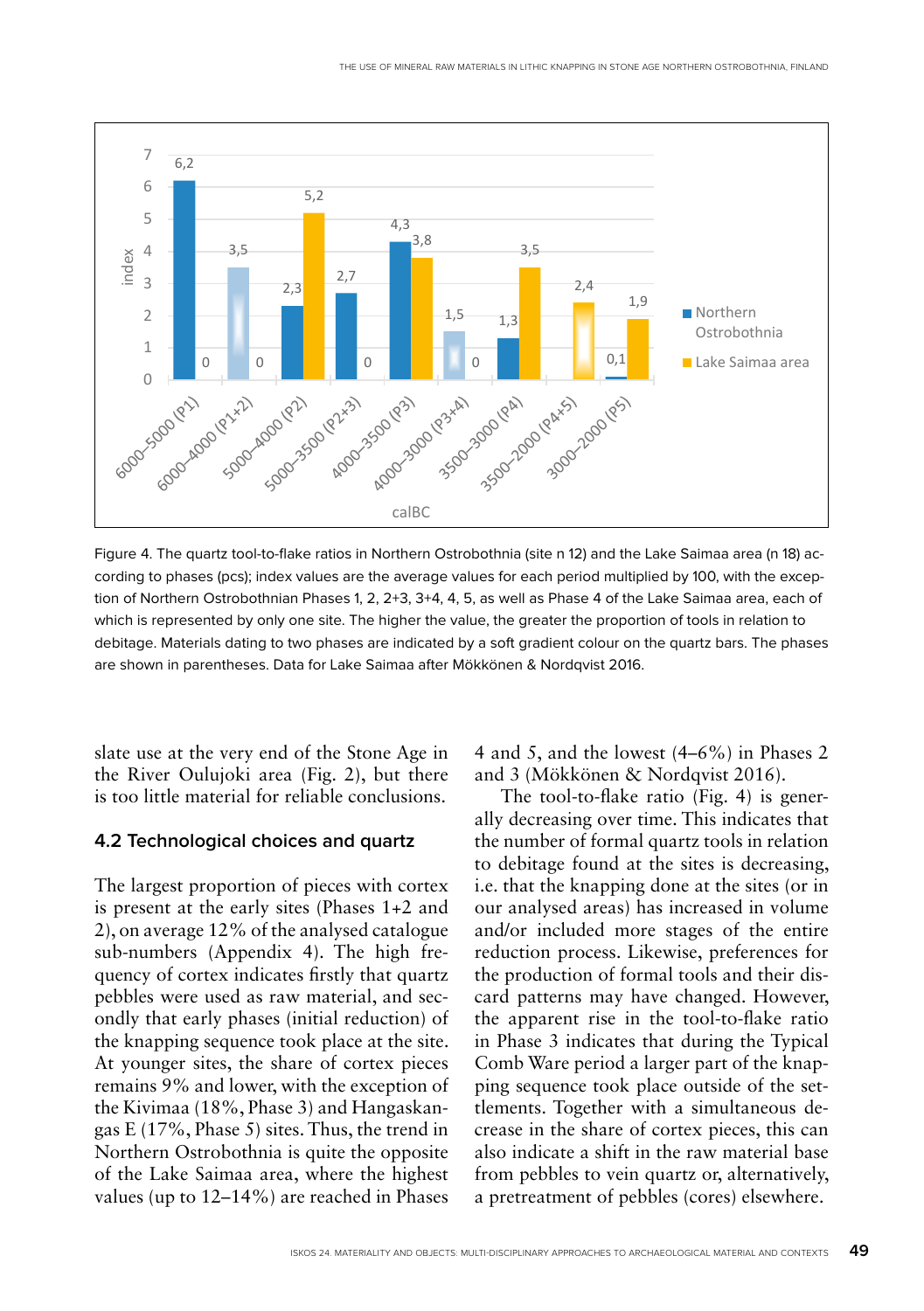Figure 4. The quartz tool-to-flake ratios in Northern Ostrobothnia (site n 12) and the Lake Saimaa area (n 18) according to phases (pcs); index values are the average values for each period multiplied by 100, with the exception of Northern Ostrobothnian Phases 1, 2, 2+3, 3+4, 4, 5, as well as Phase 4 of the Lake Saimaa area, each of which is represented by only one site. The higher the value, the greater the proportion of tools in relation to debitage. Materials dating to two phases are indicated by a soft gradient colour on the quartz bars. The phases are shown in parentheses. Data for Lake Saimaa after Mökkönen & Nordqvist 2016.

slate use at the very end of the Stone Age in the River Oulujoki area (Fig. 2), but there is too little material for reliable conclusions.

### 4.2 Technological choices and quartz

The largest proportion of pieces with cortex is present at the early sites (Phases 1+2 and 2), on average 12% of the analysed catalogue sub-numbers (Appendix 4). The high frequency of cortex indicates firstly that quartz pebbles were used as raw material, and secondly that early phases (initial reduction) of the knapping sequence took place at the site. At younger sites, the share of cortex pieces remains 9% and lower, with the exception of the Kivimaa (18%, Phase 3) and Hangaskangas E (17%, Phase 5) sites. Thus, the trend in Northern Ostrobothnia is quite the opposite of the Lake Saimaa area, where the highest values (up to 12–14%) are reached in Phases 4 and 5, and the lowest (4–6%) in Phases 2 and 3 (Mökkönen & Nordqvist 2016).

The tool-to-flake ratio (Fig. 4) is generally decreasing over time. This indicates that the number of formal quartz tools in relation to debitage found at the sites is decreasing, i.e. that the knapping done at the sites (or in our analysed areas) has increased in volume and/or included more stages of the entire reduction process. Likewise, preferences for the production of formal tools and their discard patterns may have changed. However, the apparent rise in the tool-to-flake ratio in Phase 3 indicates that during the Typical Comb Ware period a larger part of the knapping sequence took place outside of the settlements. Together with a simultaneous decrease in the share of cortex pieces, this can also indicate a shift in the raw material base from pebbles to vein quartz or, alternatively, a pretreatment of pebbles (cores) elsewhere.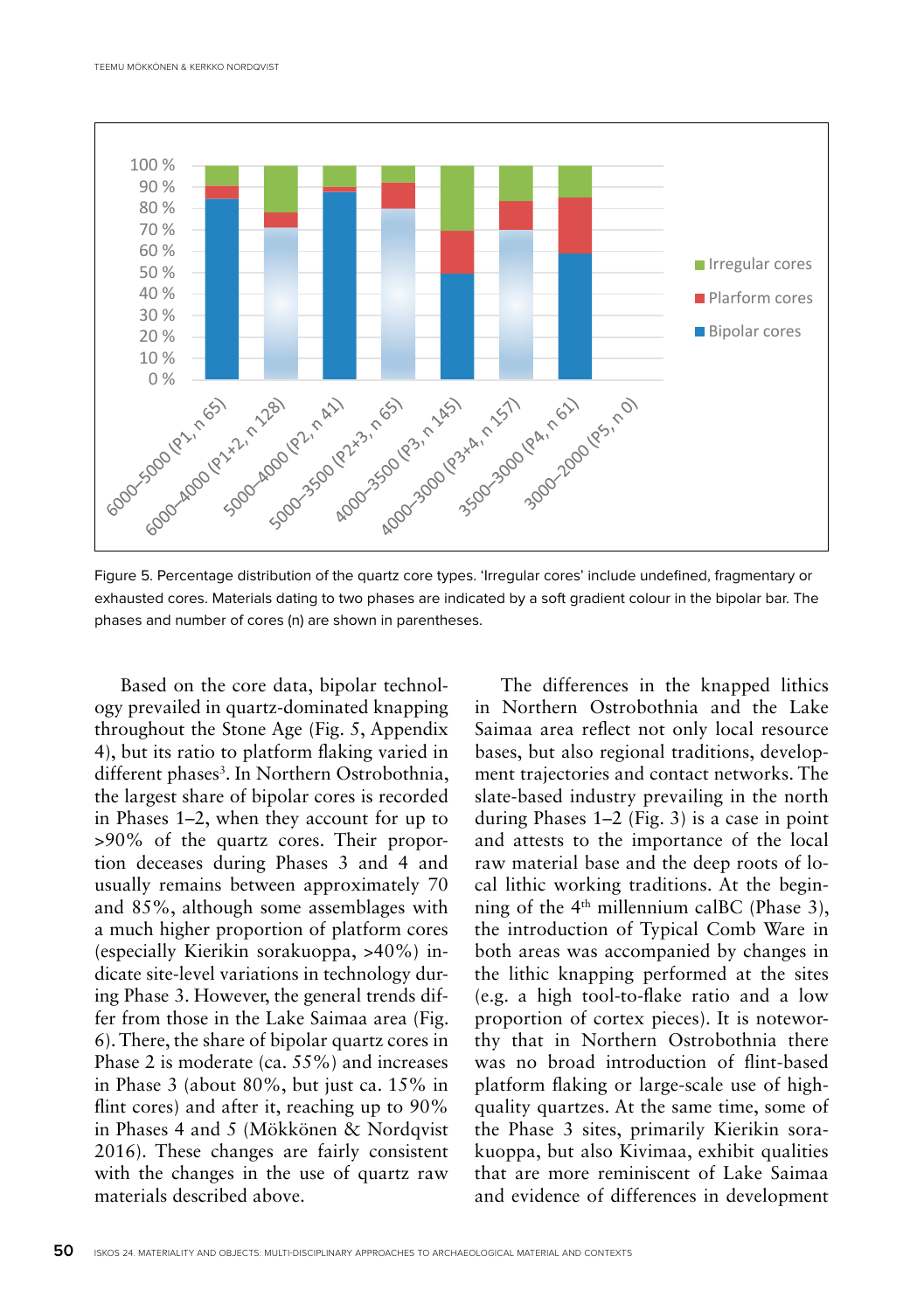Figure 5. Percentage distribution of the quartz core types. 'Irregular cores' include undefined, fragmentary or exhausted cores. Materials dating to two phases are indicated by a soft gradient colour in the bipolar bar. The phases and number of cores (n) are shown in parentheses.

Based on the core data, bipolar technology prevailed in quartz-dominated knapping throughout the Stone Age (Fig. 5, Appendix 4), but its ratio to platform flaking varied in different phases[3]. In Northern Ostrobothnia, the largest share of bipolar cores is recorded in Phases 1–2, when they account for up to >90% of the quartz cores. Their proportion deceases during Phases 3 and 4 and usually remains between approximately 70 and 85%, although some assemblages with a much higher proportion of platform cores (especially Kierikin sorakuoppa, >40%) indicate site-level variations in technology during Phase 3. However, the general trends differ from those in the Lake Saimaa area (Fig. 6). There, the share of bipolar quartz cores in Phase 2 is moderate (ca. 55%) and increases in Phase 3 (about 80%, but just ca. 15% in flint cores) and after it, reaching up to 90% in Phases 4 and 5 (Mökkönen & Nordqvist 2016). These changes are fairly consistent with the changes in the use of quartz raw materials described above.

The differences in the knapped lithics in Northern Ostrobothnia and the Lake Saimaa area reflect not only local resource bases, but also regional traditions, development trajectories and contact networks. The slate-based industry prevailing in the north during Phases 1–2 (Fig. 3) is a case in point and attests to the importance of the local raw material base and the deep roots of local lithic working traditions. At the beginning of the 4th millennium calBC (Phase 3), the introduction of Typical Comb Ware in both areas was accompanied by changes in the lithic knapping performed at the sites (e.g. a high tool-to-flake ratio and a low proportion of cortex pieces). It is noteworthy that in Northern Ostrobothnia there was no broad introduction of flint-based platform flaking or large-scale use of high-quality quartzes. At the same time, some of the Phase 3 sites, primarily Kierikin sorakuoppa, but also Kivimaa, exhibit qualities that are more reminiscent of Lake Saimaa and evidence of differences in development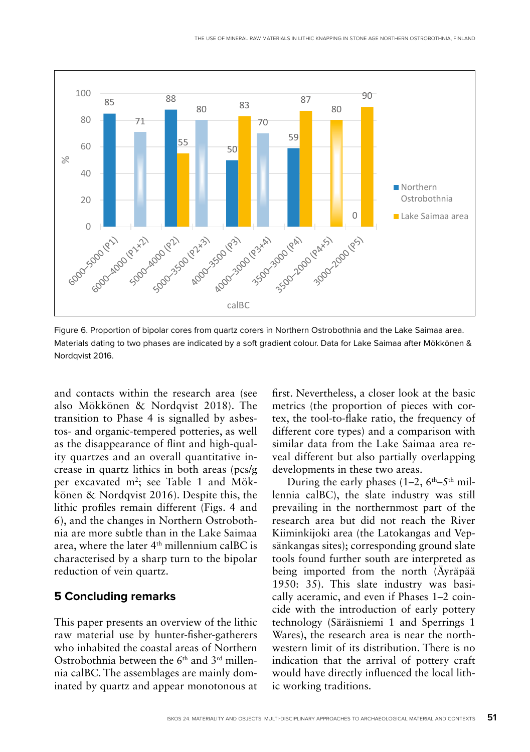Figure 6. Proportion of bipolar cores from quartz corers in Northern Ostrobothnia and the Lake Saimaa area. Materials dating to two phases are indicated by a soft gradient colour. Data for Lake Saimaa after Mökkönen & Nordqvist 2016.

and contacts within the research area (see also Mökkönen & Nordqvist 2018). The transition to Phase 4 is signalled by asbestos- and organic-tempered potteries, as well as the disappearance of flint and high-quality quartzes and an overall quantitative increase in quartz lithics in both areas (pcs/g per excavated m²; see Table 1 and Mökkönen & Nordqvist 2016). Despite this, the lithic profiles remain different (Figs. 4 and 6), and the changes in Northern Ostrobothnia are more subtle than in the Lake Saimaa area, where the later 4th millennium calBC is characterised by a sharp turn to the bipolar reduction of vein quartz.

## 5 Concluding remarks

This paper presents an overview of the lithic raw material use by hunter-fisher-gatherers who inhabited the coastal areas of Northern Ostrobothnia between the 6th and 3rd millennia calBC. The assemblages are mainly dominated by quartz and appear monotonous at first. Nevertheless, a closer look at the basic metrics (the proportion of pieces with cortex, the tool-to-flake ratio, the frequency of different core types) and a comparison with similar data from the Lake Saimaa area reveal different but also partially overlapping developments in these two areas.

During the early phases (1–2, 6th–5th millennia calBC), the slate industry was still prevailing in the northernmost part of the research area but did not reach the River Kiiminkijoki area (the Latokangas and Vepsänkangas sites); corresponding ground slate tools found further south are interpreted as being imported from the north (Äyräpää 1950: 35). This slate industry was basically aceramic, and even if Phases 1–2 coincide with the introduction of early pottery technology (Säräisniemi 1 and Sperrings 1 Wares), the research area is near the northwestern limit of its distribution. There is no indication that the arrival of pottery craft would have directly influenced the local lithic working traditions.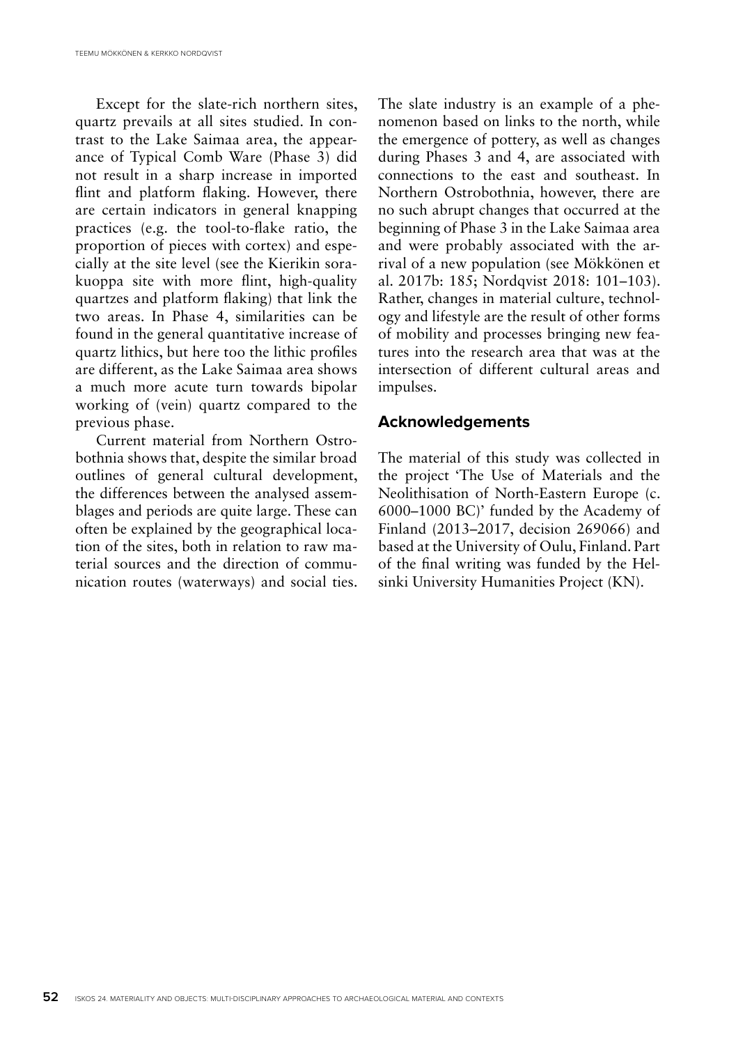Except for the slate-rich northern sites, quartz prevails at all sites studied. In contrast to the Lake Saimaa area, the appearance of Typical Comb Ware (Phase 3) did not result in a sharp increase in imported flint and platform flaking. However, there are certain indicators in general knapping practices (e.g. the tool-to-flake ratio, the proportion of pieces with cortex) and especially at the site level (see the Kierikin sorakuoppa site with more flint, high-quality quartzes and platform flaking) that link the two areas. In Phase 4, similarities can be found in the general quantitative increase of quartz lithics, but here too the lithic profiles are different, as the Lake Saimaa area shows a much more acute turn towards bipolar working of (vein) quartz compared to the previous phase.

Current material from Northern Ostrobothnia shows that, despite the similar broad outlines of general cultural development, the differences between the analysed assemblages and periods are quite large. These can often be explained by the geographical location of the sites, both in relation to raw material sources and the direction of communication routes (waterways) and social ties. The slate industry is an example of a phenomenon based on links to the north, while the emergence of pottery, as well as changes during Phases 3 and 4, are associated with connections to the east and southeast. In Northern Ostrobothnia, however, there are no such abrupt changes that occurred at the beginning of Phase 3 in the Lake Saimaa area and were probably associated with the arrival of a new population (see Mökkönen et al. 2017b: 185; Nordqvist 2018: 101–103). Rather, changes in material culture, technology and lifestyle are the result of other forms of mobility and processes bringing new features into the research area that was at the intersection of different cultural areas and impulses.

## Acknowledgements

The material of this study was collected in the project 'The Use of Materials and the Neolithisation of North-Eastern Europe (c. 6000–1000 BC)' funded by the Academy of Finland (2013–2017, decision 269066) and based at the University of Oulu, Finland. Part of the final writing was funded by the Helsinki University Humanities Project (KN).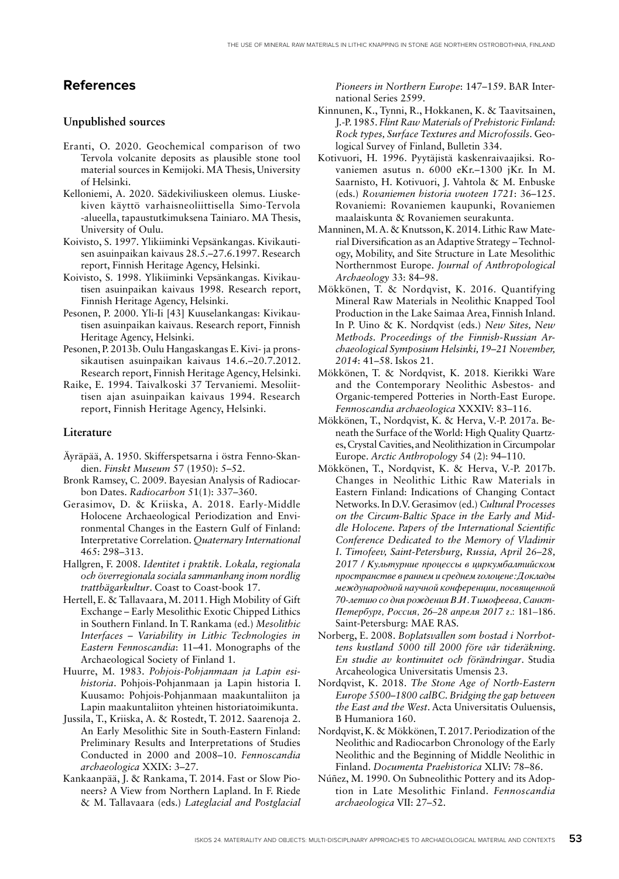## References

### Unpublished sources

Eranti, O. 2020. Geochemical comparison of two Tervola volcanite deposits as plausible stone tool material sources in Kemijoki. MA Thesis, University of Helsinki.

Kelloniemi, A. 2020. Sädekiviliuskeen olemus. Liuskekiven käyttö varhaisneoliittisella Simo-Tervola -alueella, tapaustutkimuksena Tainiaro. MA Thesis, University of Oulu.

Koivisto, S. 1997. Ylikiiminki Vepsänkangas. Kivikautisen asuinpaikan kaivaus 28.5.–27.6.1997. Research report, Finnish Heritage Agency, Helsinki.

Koivisto, S. 1998. Ylikiiminki Vepsänkangas. Kivikautisen asuinpaikan kaivaus 1998. Research report, Finnish Heritage Agency, Helsinki.

Pesonen, P. 2000. Yli-Ii [43] Kuuselankangas: Kivikautisen asuinpaikan kaivaus. Research report, Finnish Heritage Agency, Helsinki.

Pesonen, P. 2013b. Oulu Hangaskangas E. Kivi- ja pronssikautisen asuinpaikan kaivaus 14.6.–20.7.2012. Research report, Finnish Heritage Agency, Helsinki.

Raike, E. 1994. Taivalkoski 37 Tervaniemi. Mesoliittisen ajan asuinpaikan kaivaus 1994. Research report, Finnish Heritage Agency, Helsinki.

### Literature

Äyräpää, A. 1950. Skifferspetsarna i östra Fenno-Skandien. *Finskt Museum* 57 (1950): 5–52.

Bronk Ramsey, C. 2009. Bayesian Analysis of Radiocarbon Dates. *Radiocarbon* 51(1): 337–360.

Gerasimov, D. & Kriiska, A. 2018. Early-Middle Holocene Archaeological Periodization and Environmental Changes in the Eastern Gulf of Finland: Interpretative Correlation. *Quaternary International* 465: 298–313.

Hallgren, F. 2008. *Identitet i praktik. Lokala, regionala och överregionala sociala sammanhang inom nordlig trattbägarkultur*. Coast to Coast-book 17.

Hertell, E. & Tallavaara, M. 2011. High Mobility of Gift Exchange – Early Mesolithic Exotic Chipped Lithics in Southern Finland. In T. Rankama (ed.) *Mesolithic Interfaces – Variability in Lithic Technologies in Eastern Fennoscandia*: 11–41. Monographs of the Archaeological Society of Finland 1.

Huurre, M. 1983. *Pohjois-Pohjanmaan ja Lapin esihistoria*. Pohjois-Pohjanmaan ja Lapin historia I. Kuusamo: Pohjois-Pohjanmaan maakuntaliiton ja Lapin maakuntaliiton yhteinen historiatoimikunta.

Jussila, T., Kriiska, A. & Rostedt, T. 2012. Saarenoja 2. An Early Mesolithic Site in South-Eastern Finland: Preliminary Results and Interpretations of Studies Conducted in 2000 and 2008–10. *Fennoscandia archaeologica* XXIX: 3–27.

Kankaanpää, J. & Rankama, T. 2014. Fast or Slow Pioneers? A View from Northern Lapland. In F. Riede & M. Tallavaara (eds.) *Lateglacial and Postglacial Pioneers in Northern Europe*: 147–159. BAR International Series 2599.

Kinnunen, K., Tynni, R., Hokkanen, K. & Taavitsainen, J.-P. 1985. *Flint Raw Materials of Prehistoric Finland: Rock types, Surface Textures and Microfossils*. Geological Survey of Finland, Bulletin 334.

Kotivuori, H. 1996. Pyytäjistä kaskenraivaajiksi. Rovaniemen asutus n. 6000 eKr.–1300 jKr. In M. Saarnisto, H. Kotivuori, J. Vahtola & M. Enbuske (eds.) *Rovaniemen historia vuoteen 1721*: 36–125. Rovaniemi: Rovaniemen kaupunki, Rovaniemen maalaiskunta & Rovaniemen seurakunta.

Manninen, M. A. & Knutsson, K. 2014. Lithic Raw Material Diversification as an Adaptive Strategy – Technology, Mobility, and Site Structure in Late Mesolithic Northernmost Europe. *Journal of Anthropological Archaeology* 33: 84–98.

Mökkönen, T. & Nordqvist, K. 2016. Quantifying Mineral Raw Materials in Neolithic Knapped Tool Production in the Lake Saimaa Area, Finnish Inland. In P. Uino & K. Nordqvist (eds.) *New Sites, New Methods. Proceedings of the Finnish-Russian Archaeological Symposium Helsinki, 19–21 November, 2014*: 41–58. Iskos 21.

Mökkönen, T. & Nordqvist, K. 2018. Kierikki Ware and the Contemporary Neolithic Asbestos- and Organic-tempered Potteries in North-East Europe. *Fennoscandia archaeologica* XXXIV: 83–116.

Mökkönen, T., Nordqvist, K. & Herva, V.-P. 2017a. Beneath the Surface of the World: High Quality Quartzes, Crystal Cavities, and Neolithization in Circumpolar Europe. *Arctic Anthropology* 54 (2): 94–110.

Mökkönen, T., Nordqvist, K. & Herva, V.-P. 2017b. Changes in Neolithic Lithic Raw Materials in Eastern Finland: Indications of Changing Contact Networks. In D.V. Gerasimov (ed.) *Cultural Processes on the Circum-Baltic Space in the Early and Middle Holocene. Papers of the International Scientific Conference Dedicated to the Memory of Vladimir I. Timofeev, Saint-Petersburg, Russia, April 26–28, 2017 / Культурные процессы в циркумбалтийском пространстве в раннем и среднем голоцене: Доклады международной научной конференции, посвященной 70-летию со дня рождения В.И. Тимофеева, Санкт-Петербург, Россия, 26–28 апреля 2017 г.*: 181–186. Saint-Petersburg: MAE RAS.

Norberg, E. 2008. *Boplatsvallen som bostad i Norrbottens kustland 5000 till 2000 före vår tideräkning. En studie av kontinuitet och förändringar*. Studia Arcaheologica Universitatis Umensis 23.

Nordqvist, K. 2018. *The Stone Age of North-Eastern Europe 5500–1800 calBC. Bridging the gap between the East and the West*. Acta Universitatis Ouluensis, B Humaniora 160.

Nordqvist, K. & Mökkönen, T. 2017. Periodization of the Neolithic and Radiocarbon Chronology of the Early Neolithic and the Beginning of Middle Neolithic in Finland. *Documenta Praehistorica* XLIV: 78–86.

Núñez, M. 1990. On Subneolithic Pottery and its Adoption in Late Mesolithic Finland. *Fennoscandia archaeologica* VII: 27–52.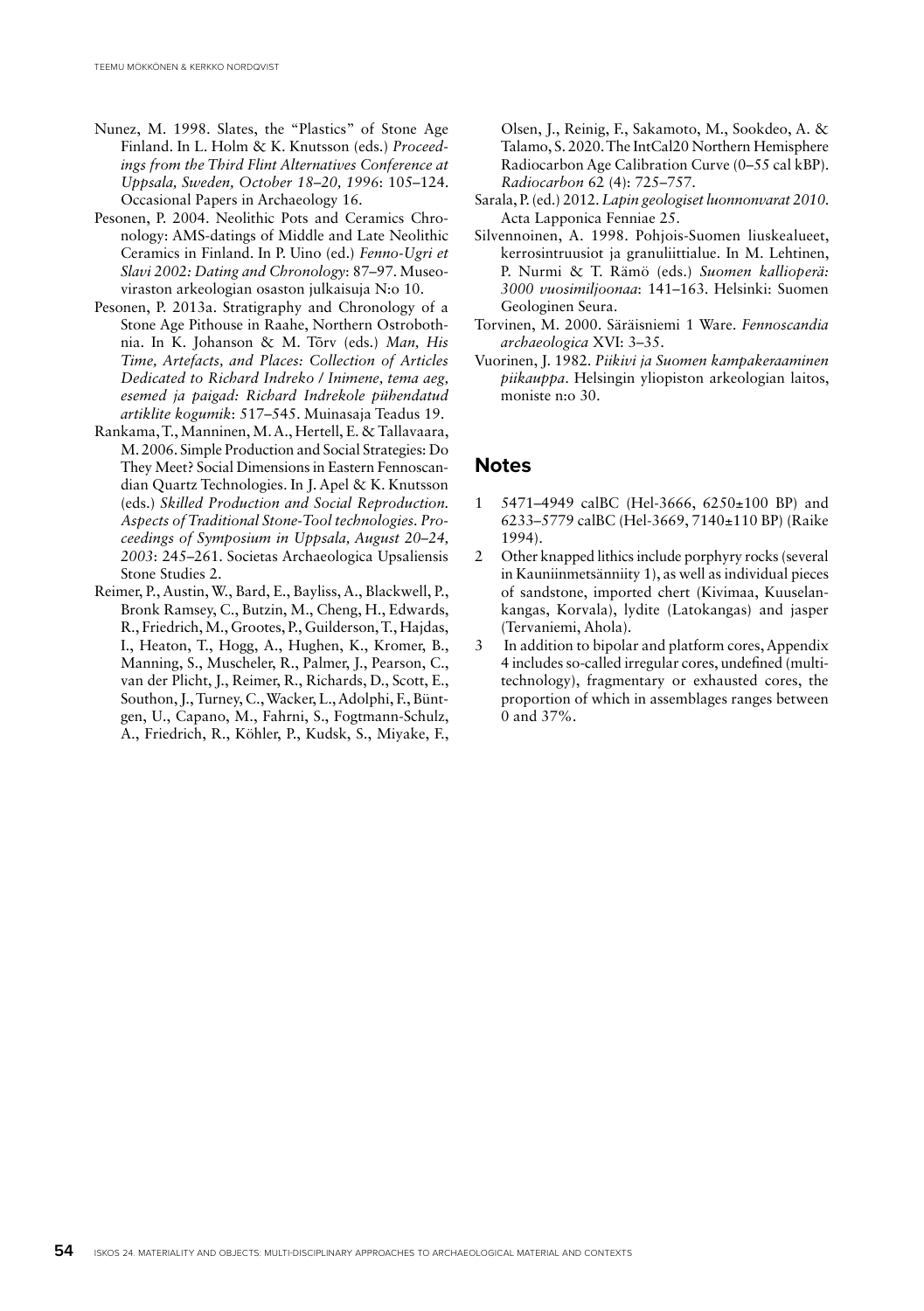Nunez, M. 1998. Slates, the "Plastics" of Stone Age Finland. In L. Holm & K. Knutsson (eds.) *Proceedings from the Third Flint Alternatives Conference at Uppsala, Sweden, October 18–20, 1996*: 105–124. Occasional Papers in Archaeology 16.

Pesonen, P. 2004. Neolithic Pots and Ceramics Chronology: AMS-datings of Middle and Late Neolithic Ceramics in Finland. In P. Uino (ed.) *Fenno-Ugri et Slavi 2002: Dating and Chronology*: 87–97. Museoviraston arkeologian osaston julkaisuja N:o 10.

Pesonen, P. 2013a. Stratigraphy and Chronology of a Stone Age Pithouse in Raahe, Northern Ostrobothnia. In K. Johanson & M. Tõrv (eds.) *Man, His Time, Artefacts, and Places: Collection of Articles Dedicated to Richard Indreko / Inimene, tema aeg, esemed ja paigad: Richard Indrekole pühendatud artiklite kogumik*: 517–545. Muinasaja Teadus 19.

Rankama, T., Manninen, M. A., Hertell, E. & Tallavaara, M. 2006. Simple Production and Social Strategies: Do They Meet? Social Dimensions in Eastern Fennoscandian Quartz Technologies. In J. Apel & K. Knutsson (eds.) *Skilled Production and Social Reproduction. Aspects of Traditional Stone-Tool technologies. Proceedings of Symposium in Uppsala, August 20–24, 2003*: 245–261. Societas Archaeologica Upsaliensis Stone Studies 2.

Reimer, P., Austin, W., Bard, E., Bayliss, A., Blackwell, P., Bronk Ramsey, C., Butzin, M., Cheng, H., Edwards, R., Friedrich, M., Grootes, P., Guilderson, T., Hajdas, I., Heaton, T., Hogg, A., Hughen, K., Kromer, B., Manning, S., Muscheler, R., Palmer, J., Pearson, C., van der Plicht, J., Reimer, R., Richards, D., Scott, E., Southon, J., Turney, C., Wacker, L., Adolphi, F., Büntgen, U., Capano, M., Fahrni, S., Fogtmann-Schulz, A., Friedrich, R., Köhler, P., Kudsk, S., Miyake, F., Olsen, J., Reinig, F., Sakamoto, M., Sookdeo, A. & Talamo, S. 2020. The IntCal20 Northern Hemisphere Radiocarbon Age Calibration Curve (0–55 cal kBP). *Radiocarbon* 62 (4): 725–757.

Sarala, P. (ed.) 2012. *Lapin geologiset luonnonvarat 2010.* Acta Lapponica Fenniae 25.

Silvennoinen, A. 1998. Pohjois-Suomen liuskealueet, kerrosintruusiot ja granuliittialue. In M. Lehtinen, P. Nurmi & T. Rämö (eds.) *Suomen kallioperä: 3000 vuosimiljoonaa*: 141–163. Helsinki: Suomen Geologinen Seura.

Torvinen, M. 2000. Säräisniemi 1 Ware. *Fennoscandia archaeologica* XVI: 3–35.

Vuorinen, J. 1982. *Piikivi ja Suomen kampakeraaminen piikauppa*. Helsingin yliopiston arkeologian laitos, moniste n:o 30.

## Notes

1. 5471–4949 calBC (Hel-3666, 6250±100 BP) and 6233–5779 calBC (Hel-3669, 7140±110 BP) (Raike 1994).
2. Other knapped lithics include porphyry rocks (several in Kauniinmetsänniity 1), as well as individual pieces of sandstone, imported chert (Kivimaa, Kuuselankangas, Korvala), lydite (Latokangas) and jasper (Tervaniemi, Ahola).
3. In addition to bipolar and platform cores, Appendix 4 includes so-called irregular cores, undefined (multi-technology), fragmentary or exhausted cores, the proportion of which in assemblages ranges between 0 and 37%.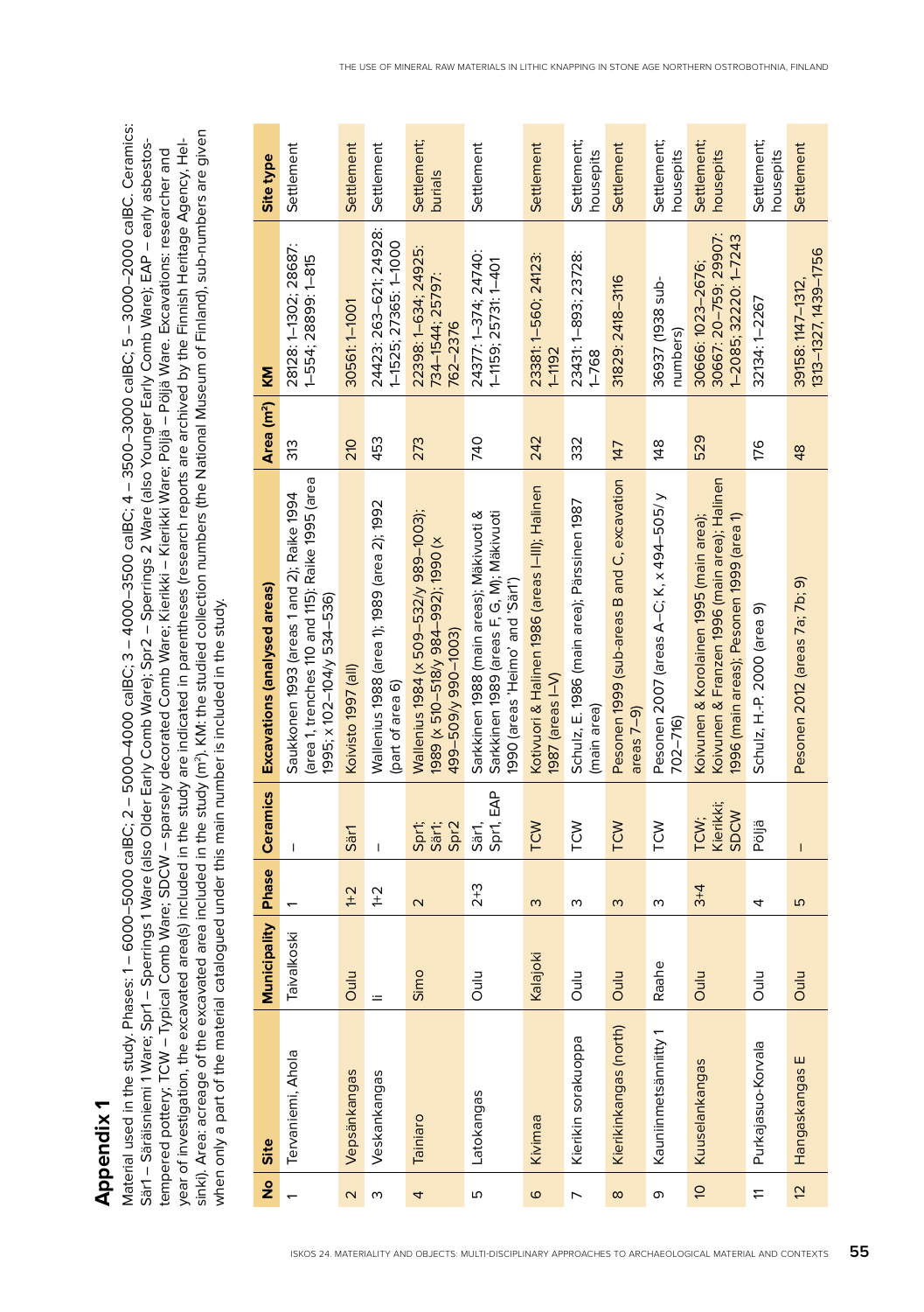## Appendix 1

Material used in the study. Phases: 1 – 6000–5000 calBC; 2 – 5000–4000 calBC; 3 – 4000–3500 calBC; 4 – 3500–3000 calBC; 5 – 3000–2000 calBC. Ceramics: Sär1 – Säräisniemi 1 Ware; Spr1 – Sperrings 1 Ware (also Older Early Comb Ware); Spr2 – Sperrings 2 Ware (also Younger Early Comb Ware); EAP – early asbestos-tempered pottery; TCW – Typical Comb Ware; SDCW – sparsely decorated Comb Ware; Kierikki – Kierikki Ware; Pöljä – Pöljä Ware. Excavations: researcher and year of investigation, the excavated area(s) included in the study are indicated in parentheses (research reports are archived by the Finnish Heritage Agency, Helsinki). Area: acreage of the excavated area included in the study (m²). KM: the studied collection numbers (the National Museum of Finland), sub-numbers are given when only a part of the material catalogued under this main number is included in the study.

| No | Site | Municipality | Phase | Ceramics | Excavations (analysed areas) | Area (m²) | KM | Site type |
|---|---|---|---|---|---|---|---|---|
| 1 | Tervaniemi, Ahola | Taivalkoski | 1 | – | Saukkonen 1993 (areas 1 and 2); Raike 1994 (area 1, trenches 110 and 115); Raike 1995 (area 1995; x 102–104/y 534–536) | 313 | 28128: 1–1302; 28687: 1–554; 28899: 1–815 | Settlement |
| 2 | Vepsänkangas | Oulu | 1+2 | Sär1 | Koivisto 1997 (all) | 210 | 30561: 1–1001 | Settlement |
| 3 | Veskankangas | Ii | 1+2 | – | Wallenius 1988 (area 1); 1989 (area 2); 1992 (part of area 6) | 453 | 24423: 263–621; 24928: 1–1525; 27365: 1–1000 | Settlement |
| 4 | Tainiaro | Simo | 2 | Spr1; Sär1; Spr2 | Wallenius 1984 (x 509–532/y 989–1003); 1989 (x 510–518/y 984–992); 1990 (x 499–509/y 990–1003) | 273 | 22398: 1–634; 24925: 734–1544; 25797: 762–2376 | Settlement; burials |
| 5 | Latokangas | Oulu | 2+3 | Sär1, Spr1, EAP | Sarkkinen 1988 (main areas); Mäkivuoti & Sarkkinen 1989 (areas F, G, M); Mäkivuoti 1990 (areas 'Heimo' and 'Sär1') | 740 | 24377: 1–374; 24740: 1–1159; 25731: 1–401 | Settlement |
| 6 | Kivimaa | Kalajoki | 3 | TCW | Kotivuori & Halinen 1986 (areas I–III); Halinen 1987 (areas I–V) | 242 | 23381: 1–560; 24123: 1–1192 | Settlement |
| 7 | Kierikin sorakuoppa | Oulu | 3 | TCW | Schulz, E. 1986 (main area); Pärssinen 1987 (main area) | 332 | 23431: 1–893; 23728: 1–768 | Settlement; housepits |
| 8 | Kierikinkangas (north) | Oulu | 3 | TCW | Pesonen 1999 (sub-areas B and C, excavation areas 7–9) | 147 | 31829: 2418–3116 | Settlement |
| 9 | Kauniinmetsänniitty 1 | Raahe | 3 | TCW | Pesonen 2007 (areas A–C; K., x 494–505/y 702–716) | 148 | 36937 (1938 sub-numbers) | Settlement; housepits |
| 10 | Kuuselankangas | Oulu | 3+4 | TCW; Kierikki; SDCW | Koivunen & Korolainen 1995 (main area); Koivunen & Franzen 1996 (main area); Halinen 1996 (main areas); Pesonen 1999 (area 1) | 529 | 30666: 1023–2676; 30667: 20–759; 29907: 1–2085; 32220: 1–7243 | Settlement; housepits |
| 11 | Purkajasuo-Korvala | Oulu | 4 | Pöljä | Schulz, H.-P. 2000 (area 9) | 176 | 32134: 1–2267 | Settlement; housepits |
| 12 | Hangaskangas E | Oulu | 5 | – | Pesonen 2012 (areas 7a; 7b; 9) | 48 | 39158: 1147–1312, 1313–1327, 1439–1756 | Settlement |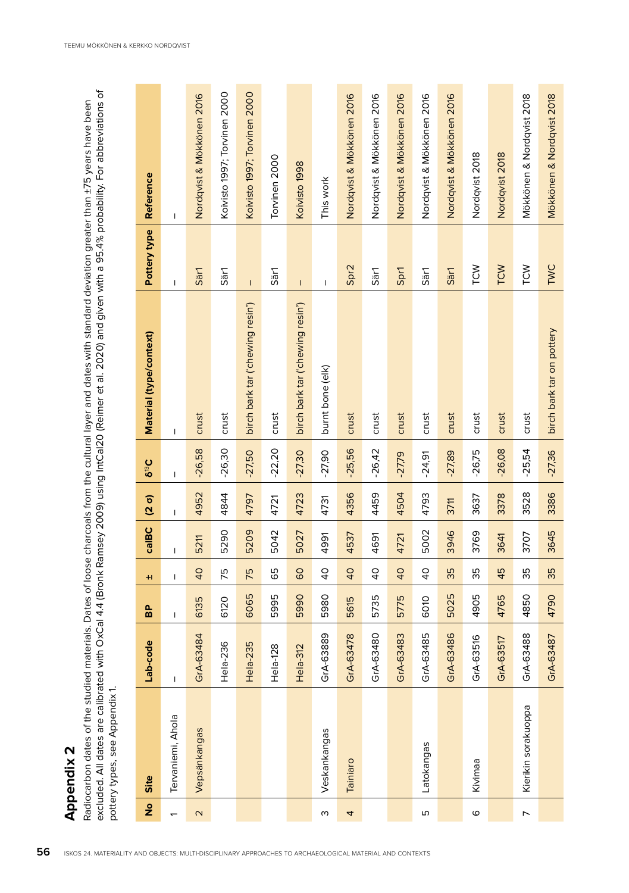## Appendix 2

Radiocarbon dates of the studied materials. Dates of loose charcoals from the cultural layer and dates with standard deviation greater than ±75 years have been excluded. All dates are calibrated with OxCal 4.4 (Bronk Ramsey 2009) using IntCal20 (Reimer et al. 2020) and given with a 95.4% probability. For abbreviations of pottery types, see Appendix 1.

| No | Site | Lab-code | BP | ± | calBC | (2 σ) | δ$^{13}$C | Material (type/context) | Pottery type | Reference |
|---|---|---|---|---|---|---|---|---|---|---|
| 1 | Tervaniemi, Ahola | – | – | – | – | – | – | – | – | – |
| 2 | Vepsänkangas | GrA-63484 | 6135 | 40 | 5211 | 4952 | -26,58 | crust | Sär1 | Nordqvist & Mökkönen 2016 |
| | | Hela-236 | 6120 | 75 | 5290 | 4844 | -26,30 | crust | Sär1 | Koivisto 1997; Torvinen 2000 |
| | | Hela-235 | 6065 | 75 | 5209 | 4797 | -27,50 | birch bark tar ('chewing resin') | – | Koivisto 1997; Torvinen 2000 |
| | | Hela-128 | 5995 | 65 | 5042 | 4721 | -22,20 | crust | Sär1 | Torvinen 2000 |
| | | Hela-312 | 5990 | 60 | 5027 | 4723 | -27,30 | birch bark tar ('chewing resin') | – | Koivisto 1998 |
| 3 | Veskankangas | GrA-63889 | 5980 | 40 | 4991 | 4731 | -27,90 | burnt bone (elk) | – | This work |
| 4 | Tainiaro | GrA-63478 | 5615 | 40 | 4537 | 4356 | -25,56 | crust | Spr2 | Nordqvist & Mökkönen 2016 |
| | | GrA-63480 | 5735 | 40 | 4691 | 4459 | -26,42 | crust | Sär1 | Nordqvist & Mökkönen 2016 |
| | | GrA-63483 | 5775 | 40 | 4721 | 4504 | -27,79 | crust | Spr1 | Nordqvist & Mökkönen 2016 |
| 5 | Latokangas | GrA-63485 | 6010 | 40 | 5002 | 4793 | -24,91 | crust | Sär1 | Nordqvist & Mökkönen 2016 |
| | | GrA-63486 | 5025 | 35 | 3946 | 3711 | -27,89 | crust | Sär1 | Nordqvist & Mökkönen 2016 |
| 6 | Kivimaa | GrA-63516 | 4905 | 35 | 3769 | 3637 | -26,75 | crust | TCW | Nordqvist 2018 |
| | | GrA-63517 | 4765 | 45 | 3641 | 3378 | -26,08 | crust | TCW | Nordqvist 2018 |
| 7 | Kierikin sorakuoppa | GrA-63488 | 4850 | 35 | 3707 | 3528 | -25,54 | crust | TCW | Mökkönen & Nordqvist 2018 |
| | | GrA-63487 | 4790 | 35 | 3645 | 3386 | -27,36 | birch bark tar on pottery | TWC | Mökkönen & Nordqvist 2018 |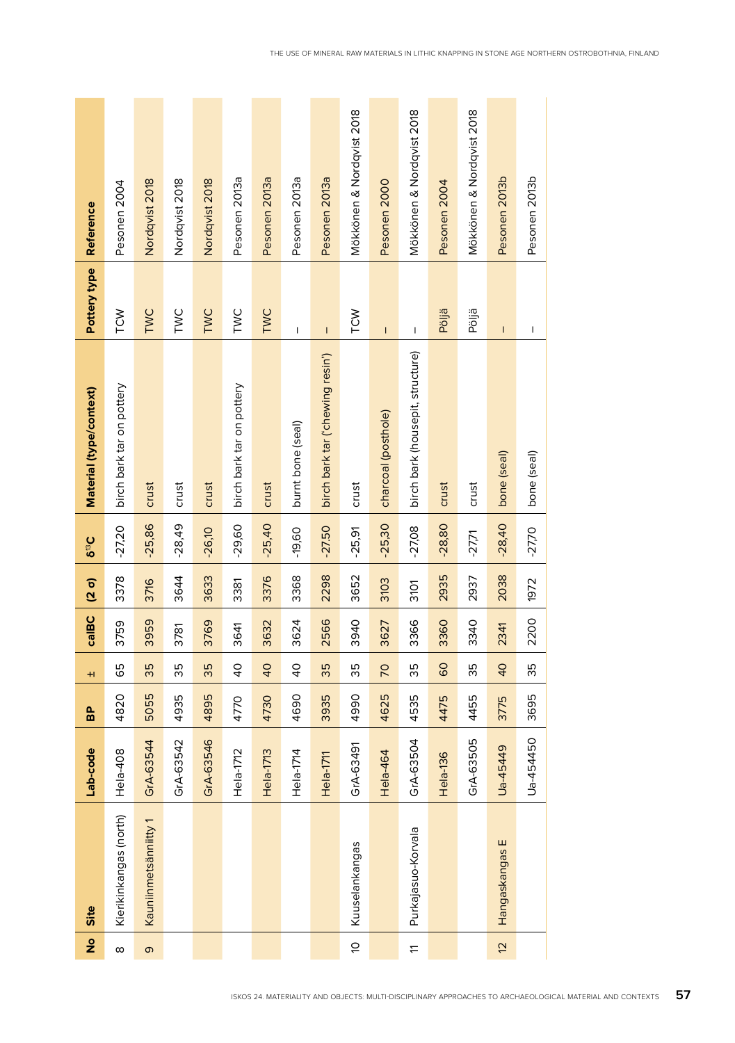| No | Site | Lab-code | BP | ± | calBC | (2 σ) | $\delta^{13}C$ | Material (type/context) | Pottery type | Reference |
|---|---|---|---|---|---|---|---|---|---|---|
| 8 | Kierikinkangas (north) | Hela-408 | 4820 | 65 | 3759 | 3378 | -27,20 | birch bark tar on pottery | TCW | Pesonen 2004 |
| 9 | Kauniinmetsänniitty 1 | GrA-63544 | 5055 | 35 | 3959 | 3716 | -25,86 | crust | TWC | Nordqvist 2018 |
| | | GrA-63542 | 4935 | 35 | 3781 | 3644 | -28,49 | crust | TWC | Nordqvist 2018 |
| | | GrA-63546 | 4895 | 35 | 3769 | 3633 | -26,10 | crust | TWC | Nordqvist 2018 |
| | | Hela-1712 | 4770 | 40 | 3641 | 3381 | -29,60 | birch bark tar on pottery | TWC | Pesonen 2013a |
| | | Hela-1713 | 4730 | 40 | 3632 | 3376 | -25,40 | crust | TWC | Pesonen 2013a |
| | | Hela-1714 | 4690 | 40 | 3624 | 3368 | -19,60 | burnt bone (seal) | – | Pesonen 2013a |
| | | Hela-1711 | 3935 | 35 | 2566 | 2298 | -27,50 | birch bark tar ('chewing resin') | – | Pesonen 2013a |
| 10 | Kuuselankangas | GrA-63491 | 4990 | 35 | 3940 | 3652 | -25,91 | crust | TCW | Mökkönen & Nordqvist 2018 |
| | | Hela-464 | 4625 | 70 | 3627 | 3103 | -25,30 | charcoal (posthole) | – | Pesonen 2000 |
| 11 | Purkajasuo-Korvala | GrA-63504 | 4535 | 35 | 3366 | 3101 | -27,08 | birch bark (housepit, structure) | – | Mökkönen & Nordqvist 2018 |
| | | Hela-136 | 4475 | 60 | 3360 | 2935 | -28,80 | crust | Pöljä | Pesonen 2004 |
| | | GrA-63505 | 4455 | 35 | 3340 | 2937 | -27,71 | crust | Pöljä | Mökkönen & Nordqvist 2018 |
| 12 | Hangaskangas E | Ua-45449 | 3775 | 40 | 2341 | 2038 | -28,40 | bone (seal) | – | Pesonen 2013b |
| | | Ua-454450 | 3695 | 35 | 2200 | 1972 | -27,70 | bone (seal) | – | Pesonen 2013b |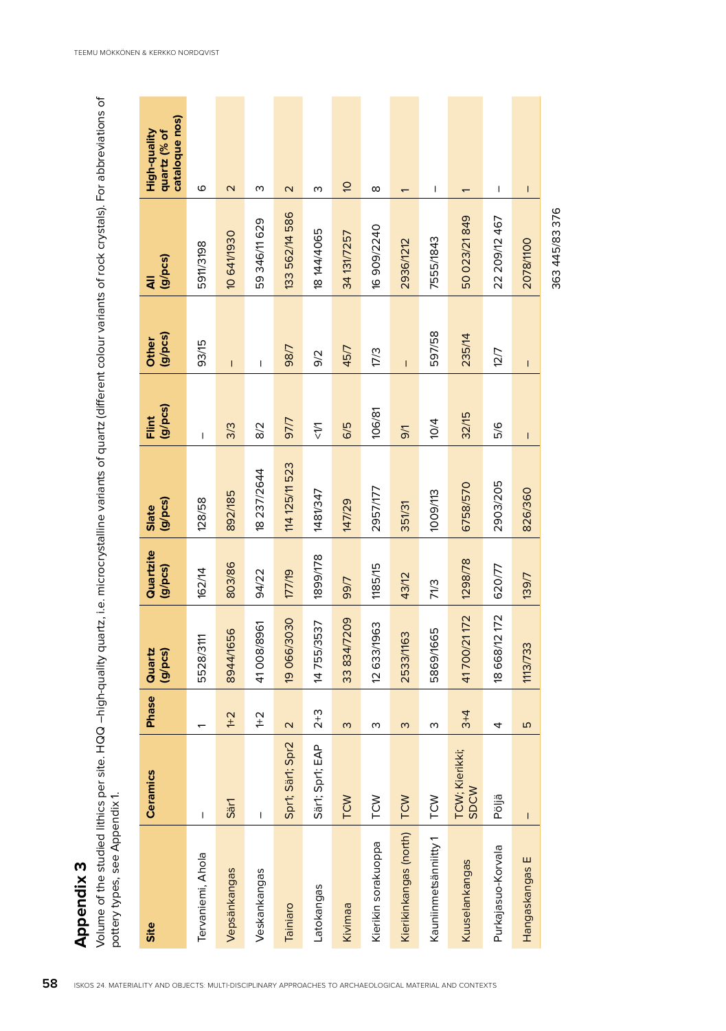# Appendix 3

Volume of the studied lithics per site. HQQ –high-quality quartz, i.e. microcrystalline variants of quartz (different colour variants of rock crystals). For abbreviations of pottery types, see Appendix 1.

| Site | Ceramics | Phase | Quartz (g/pcs) | Quartzite (g/pcs) | Slate (g/pcs) | Flint (g/pcs) | Other (g/pcs) | All (g/pcs) | High-quality quartz (% of catalogue nos) |
|---|---|---|---|---|---|---|---|---|---|
| Tervaniemi, Ahola | – | 1 | 5528/3111 | 162/14 | 128/58 | – | 93/15 | 5911/3198 | 6 |
| Vepsänkangas | Sär1 | 1+2 | 8944/1656 | 803/86 | 892/185 | 3/3 | – | 10 641/1930 | 2 |
| Veskankangas | – | 1+2 | 41 008/8961 | 94/22 | 18 237/2644 | 8/2 | – | 59 346/11 629 | 3 |
| Tainiaro | Spr1; Sär1; Spr2 | 2 | 19 066/3030 | 177/19 | 114 125/11 523 | 97/7 | 98/7 | 133 562/14 586 | 2 |
| Latokangas | Sär1; Spr1; EAP | 2+3 | 14 755/3537 | 1899/178 | 1481/347 | <1/1 | 9/2 | 18 144/4065 | 3 |
| Kivimaa | TCW | 3 | 33 834/7209 | 99/7 | 147/29 | 6/5 | 45/7 | 34 131/7257 | 10 |
| Kierikin sorakuoppa | TCW | 3 | 12 633/1963 | 1185/15 | 2957/177 | 106/81 | 17/3 | 16 909/2240 | 8 |
| Kierikinkangas (north) | TCW | 3 | 2533/1163 | 43/12 | 351/31 | 9/1 | – | 2936/1212 | 1 |
| Kauniinmetsänniitty 1 | TCW | 3 | 5869/1665 | 71/3 | 1009/113 | 10/4 | 597/58 | 7555/1843 | – |
| Kuuselankangas | TCW; Kierikki; SDCW | 3+4 | 41 700/21 172 | 1298/78 | 6758/570 | 32/15 | 235/14 | 50 023/21 849 | 1 |
| Purkajasuo-Korvala | Pöljä | 4 | 18 668/12 172 | 620/77 | 2903/205 | 5/6 | 12/7 | 22 209/12 467 | – |
| Hangaskangas E | – | 5 | 1113/733 | 139/7 | 826/360 | – | – | 2078/1100 | – |
| | | | | | | | | 363 445/83 376 | |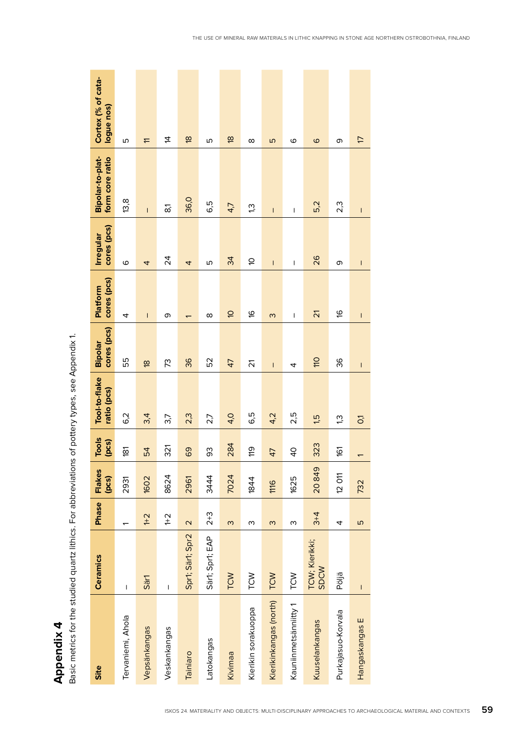# Appendix 4

Basic metrics for the studied quartz lithics. For abbreviations of pottery types, see Appendix 1.

| Site | Ceramics | Phase | Flakes (pcs) | Tools (pcs) | Tool-to-flake ratio (pcs) | Bipolar cores (pcs) | Platform cores (pcs) | Irregular cores (pcs) | Bipolar-to-platform core ratio | Cortex (% of catalogue nos) |
|---|---|---|---|---|---|---|---|---|---|---|
| Tervaniemi, Ahola | – | 1 | 2931 | 181 | 6,2 | 55 | 4 | 6 | 13,8 | 5 |
| Vepsänkangas | Sär1 | 1+2 | 1602 | 54 | 3,4 | 18 | – | 4 | – | 11 |
| Veskankangas | – | 1+2 | 8624 | 321 | 3,7 | 73 | 9 | 24 | 8,1 | 14 |
| Tainiaro | Spr1; Sär1; Spr2 | 2 | 2961 | 69 | 2,3 | 36 | 1 | 4 | 36,0 | 18 |
| Latokangas | Sär1; Spr1; EAP | 2+3 | 3444 | 93 | 2,7 | 52 | 8 | 5 | 6,5 | 5 |
| Kivimaa | TCW | 3 | 7024 | 284 | 4,0 | 47 | 10 | 34 | 4,7 | 18 |
| Kierikin sorakuoppa | TCW | 3 | 1844 | 119 | 6,5 | 21 | 16 | 10 | 1,3 | 8 |
| Kierikinkangas (north) | TCW | 3 | 1116 | 47 | 4,2 | – | 3 | – | – | 5 |
| Kauniinmetsänniitty 1 | TCW | 3 | 1625 | 40 | 2,5 | 4 | – | – | – | 6 |
| Kuuselankangas | TCW; Kierikki; SDCW | 3+4 | 20 849 | 323 | 1,5 | 110 | 21 | 26 | 5,2 | 6 |
| Purkajasuo-Korvala | Pöljä | 4 | 12 011 | 161 | 1,3 | 36 | 16 | 9 | 2,3 | 9 |
| Hangaskangas E | – | 5 | 732 | 1 | 0,1 | – | – | – | – | 17 |